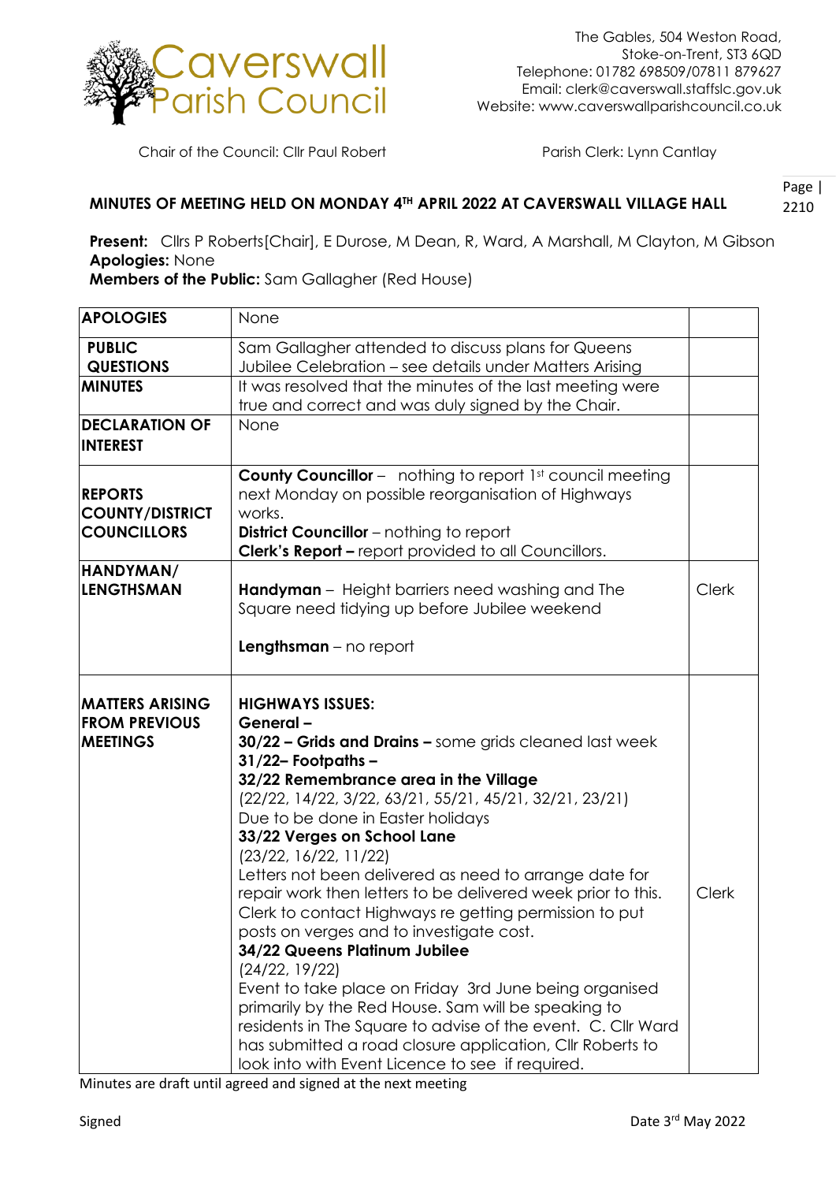# Caverswall Parish Council

The Gables, 504 Weston Road,
Stoke-on-Trent, ST3 6QD
Telephone: 01782 698509/07811 879627
Email: clerk@caverswall.staffslc.gov.uk
Website: www.caverswallparishcouncil.co.uk

Chair of the Council: Cllr Paul Robert

Parish Clerk: Lynn Cantlay

## MINUTES OF MEETING HELD ON MONDAY 4TH APRIL 2022 AT CAVERSWALL VILLAGE HALL

**Present:** Cllrs P Roberts[Chair], E Durose, M Dean, R, Ward, A Marshall, M Clayton, M Gibson
**Apologies:** None
**Members of the Public:** Sam Gallagher (Red House)

| | | |
|---|---|---|
| **APOLOGIES** | None | |
| **PUBLIC QUESTIONS** | Sam Gallagher attended to discuss plans for Queens Jubilee Celebration – see details under Matters Arising | |
| **MINUTES** | It was resolved that the minutes of the last meeting were true and correct and was duly signed by the Chair. | |
| **DECLARATION OF INTEREST** | None | |
| **REPORTS COUNTY/DISTRICT COUNCILLORS** | **County Councillor** – nothing to report 1st council meeting next Monday on possible reorganisation of Highways works.<br>**District Councillor** – nothing to report<br>**Clerk's Report –** report provided to all Councillors. | |
| **HANDYMAN/ LENGTHSMAN** | **Handyman** – Height barriers need washing and The Square need tidying up before Jubilee weekend<br><br>**Lengthsman** – no report | Clerk |
| **MATTERS ARISING FROM PREVIOUS MEETINGS** | **HIGHWAYS ISSUES:**<br>**General –**<br>**30/22 – Grids and Drains –** some grids cleaned last week<br>**31/22– Footpaths –**<br>**32/22 Remembrance area in the Village**<br>(22/22, 14/22, 3/22, 63/21, 55/21, 45/21, 32/21, 23/21)<br>Due to be done in Easter holidays<br>**33/22 Verges on School Lane**<br>(23/22, 16/22, 11/22)<br>Letters not been delivered as need to arrange date for repair work then letters to be delivered week prior to this. Clerk to contact Highways re getting permission to put posts on verges and to investigate cost.<br>**34/22 Queens Platinum Jubilee**<br>(24/22, 19/22)<br>Event to take place on Friday 3rd June being organised primarily by the Red House. Sam will be speaking to residents in The Square to advise of the event. C. Cllr Ward has submitted a road closure application, Cllr Roberts to look into with Event Licence to see if required. | Clerk |

Minutes are draft until agreed and signed at the next meeting

Signed

Date 3rd May 2022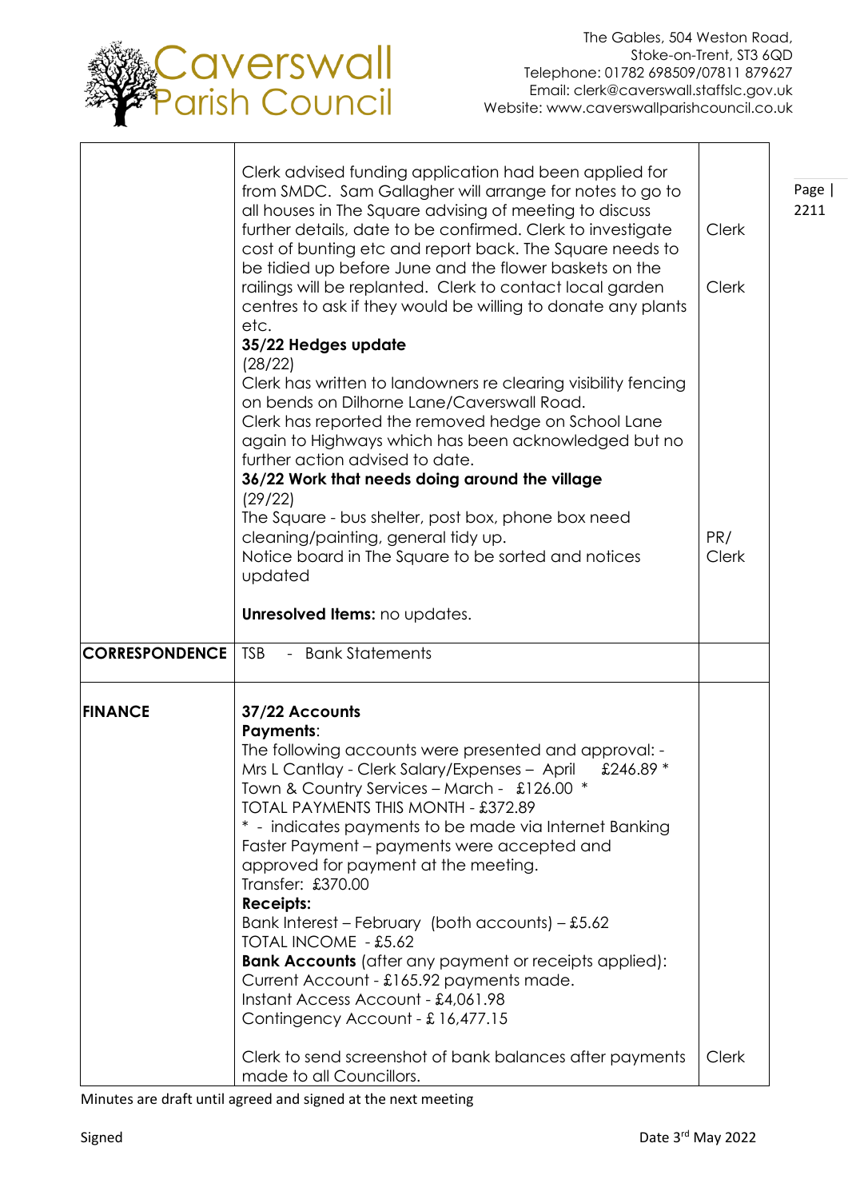| | | |
|---|---|---|
| | Clerk advised funding application had been applied for from SMDC. Sam Gallagher will arrange for notes to go to all houses in The Square advising of meeting to discuss further details, date to be confirmed. Clerk to investigate cost of bunting etc and report back. The Square needs to be tidied up before June and the flower baskets on the railings will be replanted. Clerk to contact local garden centres to ask if they would be willing to donate any plants etc.<br>**35/22 Hedges update**<br>(28/22)<br>Clerk has written to landowners re clearing visibility fencing on bends on Dilhorne Lane/Caverswall Road.<br>Clerk has reported the removed hedge on School Lane again to Highways which has been acknowledged but no further action advised to date.<br>**36/22 Work that needs doing around the village**<br>(29/22)<br>The Square - bus shelter, post box, phone box need cleaning/painting, general tidy up.<br>Notice board in The Square to be sorted and notices updated<br><br>**Unresolved Items:** no updates. | Clerk<br><br>Clerk<br><br>PR/ Clerk |
| **CORRESPONDENCE** | TSB - Bank Statements | |
| **FINANCE** | **37/22 Accounts**<br>**Payments**:<br>The following accounts were presented and approval: -<br>Mrs L Cantlay - Clerk Salary/Expenses – April £246.89 *<br>Town & Country Services – March - £126.00 *<br>TOTAL PAYMENTS THIS MONTH - £372.89<br>* - indicates payments to be made via Internet Banking Faster Payment – payments were accepted and approved for payment at the meeting.<br>Transfer: £370.00<br>**Receipts:**<br>Bank Interest – February (both accounts) – £5.62<br>TOTAL INCOME - £5.62<br>**Bank Accounts** (after any payment or receipts applied):<br>Current Account - £165.92 payments made.<br>Instant Access Account - £4,061.98<br>Contingency Account - £ 16,477.15<br><br>Clerk to send screenshot of bank balances after payments made to all Councillors. | Clerk |

Minutes are draft until agreed and signed at the next meeting

Signed Date 3rd May 2022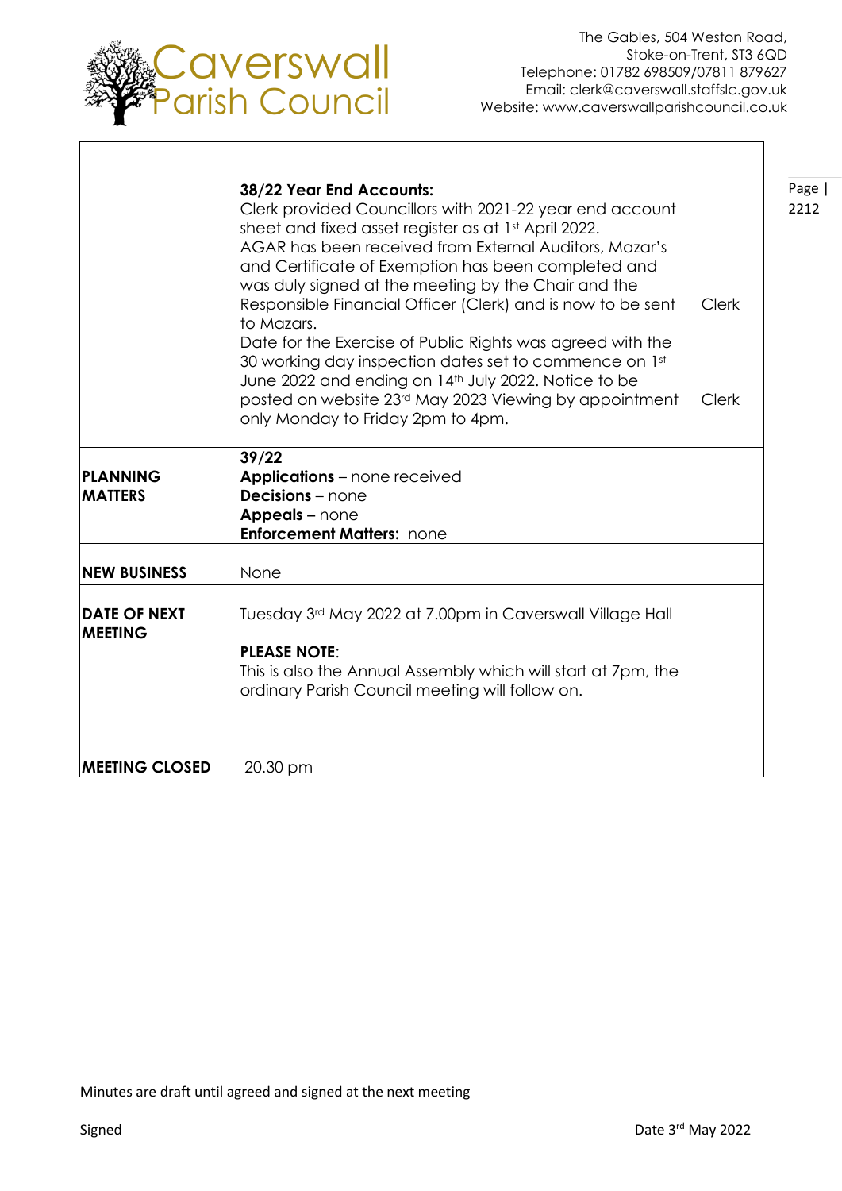| | | |
|---|---|---|
| | **38/22 Year End Accounts:**<br>Clerk provided Councillors with 2021-22 year end account sheet and fixed asset register as at 1st April 2022.<br>AGAR has been received from External Auditors, Mazar's and Certificate of Exemption has been completed and was duly signed at the meeting by the Chair and the Responsible Financial Officer (Clerk) and is now to be sent to Mazars.<br>Date for the Exercise of Public Rights was agreed with the 30 working day inspection dates set to commence on 1st June 2022 and ending on 14th July 2022. Notice to be posted on website 23rd May 2023 Viewing by appointment only Monday to Friday 2pm to 4pm. | Clerk<br><br>Clerk |
| **PLANNING MATTERS** | **39/22**<br>**Applications** – none received<br>**Decisions** – none<br>**Appeals –** none<br>**Enforcement Matters:** none | |
| **NEW BUSINESS** | None | |
| **DATE OF NEXT MEETING** | Tuesday 3rd May 2022 at 7.00pm in Caverswall Village Hall<br><br>**PLEASE NOTE**:<br>This is also the Annual Assembly which will start at 7pm, the ordinary Parish Council meeting will follow on. | |
| **MEETING CLOSED** | 20.30 pm | |

Minutes are draft until agreed and signed at the next meeting

Signed

Date 3rd May 2022